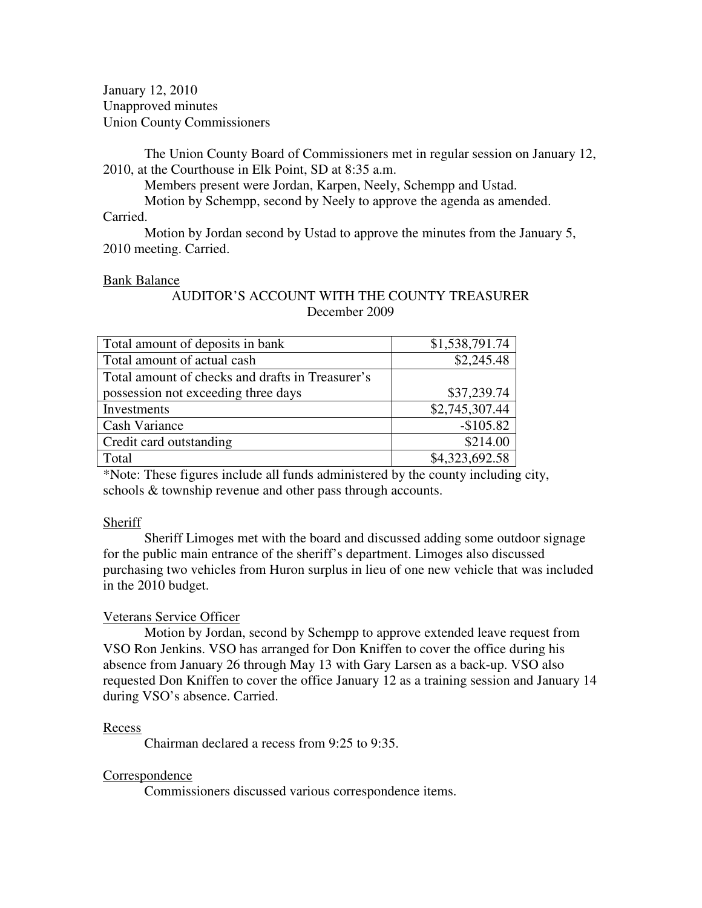January 12, 2010
Unapproved minutes
Union County Commissioners

The Union County Board of Commissioners met in regular session on January 12, 2010, at the Courthouse in Elk Point, SD at 8:35 a.m.

Members present were Jordan, Karpen, Neely, Schempp and Ustad.

Motion by Schempp, second by Neely to approve the agenda as amended. Carried.

Motion by Jordan second by Ustad to approve the minutes from the January 5, 2010 meeting. Carried.

Bank Balance

AUDITOR'S ACCOUNT WITH THE COUNTY TREASURER
December 2009

| | |
|---|---:|
| Total amount of deposits in bank | $1,538,791.74 |
| Total amount of actual cash | $2,245.48 |
| Total amount of checks and drafts in Treasurer's possession not exceeding three days | $37,239.74 |
| Investments | $2,745,307.44 |
| Cash Variance | -$105.82 |
| Credit card outstanding | $214.00 |
| Total | $4,323,692.58 |

*Note: These figures include all funds administered by the county including city, schools & township revenue and other pass through accounts.

Sheriff

Sheriff Limoges met with the board and discussed adding some outdoor signage for the public main entrance of the sheriff's department. Limoges also discussed purchasing two vehicles from Huron surplus in lieu of one new vehicle that was included in the 2010 budget.

Veterans Service Officer

Motion by Jordan, second by Schempp to approve extended leave request from VSO Ron Jenkins. VSO has arranged for Don Kniffen to cover the office during his absence from January 26 through May 13 with Gary Larsen as a back-up. VSO also requested Don Kniffen to cover the office January 12 as a training session and January 14 during VSO's absence. Carried.

Recess

Chairman declared a recess from 9:25 to 9:35.

Correspondence

Commissioners discussed various correspondence items.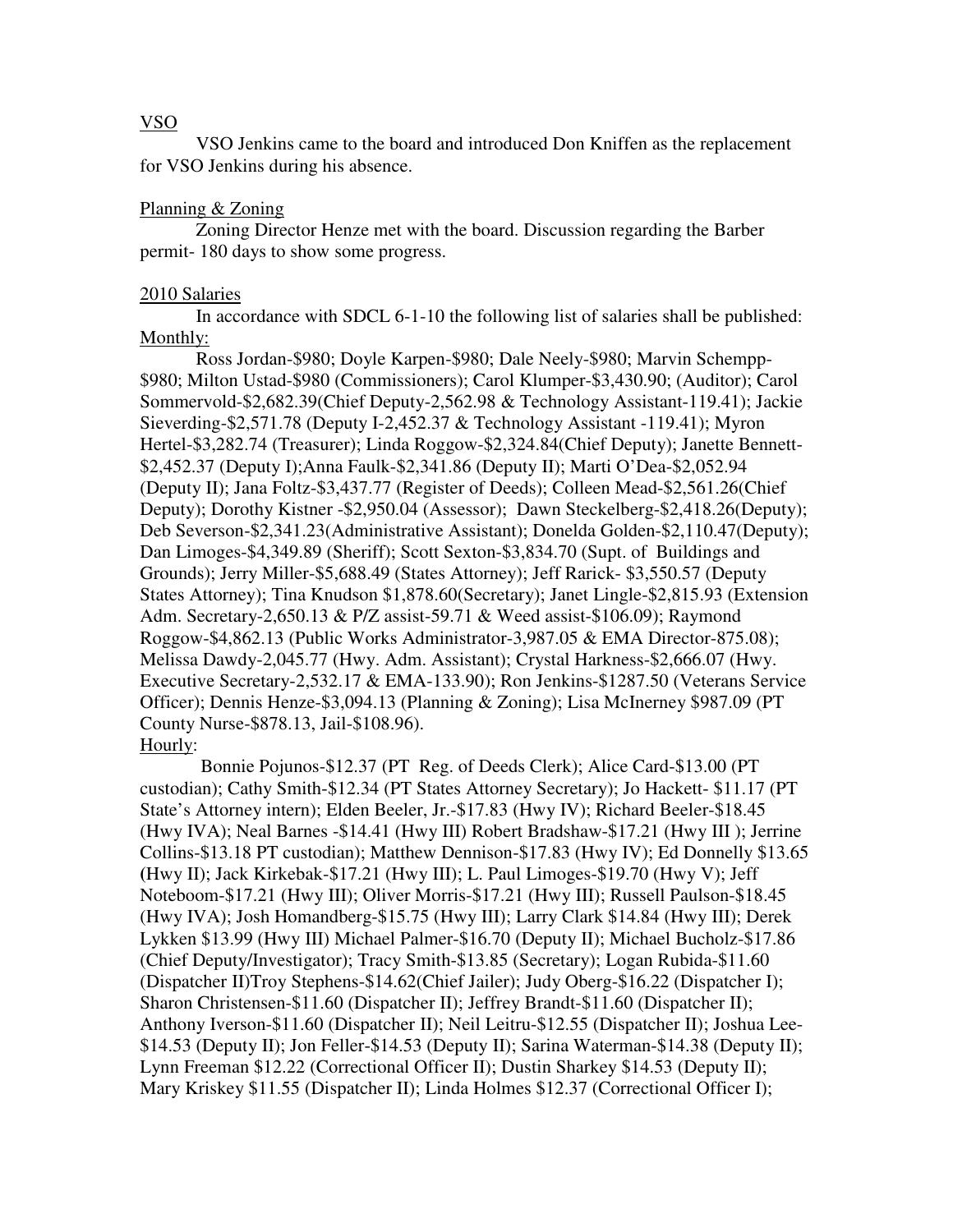VSO

VSO Jenkins came to the board and introduced Don Kniffen as the replacement for VSO Jenkins during his absence.

Planning & Zoning

Zoning Director Henze met with the board. Discussion regarding the Barber permit- 180 days to show some progress.

2010 Salaries

In accordance with SDCL 6-1-10 the following list of salaries shall be published:

Monthly:

Ross Jordan-$980; Doyle Karpen-$980; Dale Neely-$980; Marvin Schempp-$980; Milton Ustad-$980 (Commissioners); Carol Klumper-$3,430.90; (Auditor); Carol Sommervold-$2,682.39(Chief Deputy-2,562.98 & Technology Assistant-119.41); Jackie Sieverding-$2,571.78 (Deputy I-2,452.37 & Technology Assistant -119.41); Myron Hertel-$3,282.74 (Treasurer); Linda Roggow-$2,324.84(Chief Deputy); Janette Bennett-$2,452.37 (Deputy I);Anna Faulk-$2,341.86 (Deputy II); Marti O'Dea-$2,052.94 (Deputy II); Jana Foltz-$3,437.77 (Register of Deeds); Colleen Mead-$2,561.26(Chief Deputy); Dorothy Kistner -$2,950.04 (Assessor); Dawn Steckelberg-$2,418.26(Deputy); Deb Severson-$2,341.23(Administrative Assistant); Donelda Golden-$2,110.47(Deputy); Dan Limoges-$4,349.89 (Sheriff); Scott Sexton-$3,834.70 (Supt. of Buildings and Grounds); Jerry Miller-$5,688.49 (States Attorney); Jeff Rarick- $3,550.57 (Deputy States Attorney); Tina Knudson $1,878.60(Secretary); Janet Lingle-$2,815.93 (Extension Adm. Secretary-2,650.13 & P/Z assist-59.71 & Weed assist-$106.09); Raymond Roggow-$4,862.13 (Public Works Administrator-3,987.05 & EMA Director-875.08); Melissa Dawdy-2,045.77 (Hwy. Adm. Assistant); Crystal Harkness-$2,666.07 (Hwy. Executive Secretary-2,532.17 & EMA-133.90); Ron Jenkins-$1287.50 (Veterans Service Officer); Dennis Henze-$3,094.13 (Planning & Zoning); Lisa McInerney $987.09 (PT County Nurse-$878.13, Jail-$108.96).

Hourly:

Bonnie Pojunos-$12.37 (PT Reg. of Deeds Clerk); Alice Card-$13.00 (PT custodian); Cathy Smith-$12.34 (PT States Attorney Secretary); Jo Hackett- $11.17 (PT State's Attorney intern); Elden Beeler, Jr.-$17.83 (Hwy IV); Richard Beeler-$18.45 (Hwy IVA); Neal Barnes -$14.41 (Hwy III) Robert Bradshaw-$17.21 (Hwy III ); Jerrine Collins-$13.18 PT custodian); Matthew Dennison-$17.83 (Hwy IV); Ed Donnelly $13.65 (Hwy II); Jack Kirkebak-$17.21 (Hwy III); L. Paul Limoges-$19.70 (Hwy V); Jeff Noteboom-$17.21 (Hwy III); Oliver Morris-$17.21 (Hwy III); Russell Paulson-$18.45 (Hwy IVA); Josh Homandberg-$15.75 (Hwy III); Larry Clark $14.84 (Hwy III); Derek Lykken $13.99 (Hwy III) Michael Palmer-$16.70 (Deputy II); Michael Bucholz-$17.86 (Chief Deputy/Investigator); Tracy Smith-$13.85 (Secretary); Logan Rubida-$11.60 (Dispatcher II)Troy Stephens-$14.62(Chief Jailer); Judy Oberg-$16.22 (Dispatcher I); Sharon Christensen-$11.60 (Dispatcher II); Jeffrey Brandt-$11.60 (Dispatcher II); Anthony Iverson-$11.60 (Dispatcher II); Neil Leitru-$12.55 (Dispatcher II); Joshua Lee-$14.53 (Deputy II); Jon Feller-$14.53 (Deputy II); Sarina Waterman-$14.38 (Deputy II); Lynn Freeman $12.22 (Correctional Officer II); Dustin Sharkey $14.53 (Deputy II); Mary Kriskey $11.55 (Dispatcher II); Linda Holmes $12.37 (Correctional Officer I);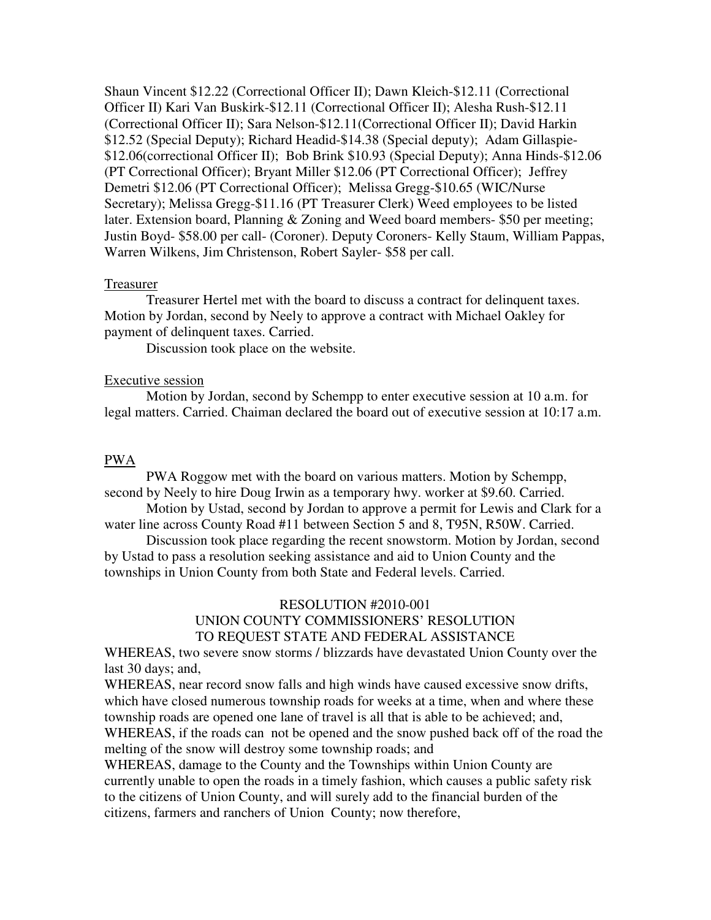Shaun Vincent $12.22 (Correctional Officer II); Dawn Kleich-$12.11 (Correctional Officer II) Kari Van Buskirk-$12.11 (Correctional Officer II); Alesha Rush-$12.11 (Correctional Officer II); Sara Nelson-$12.11(Correctional Officer II); David Harkin $12.52 (Special Deputy); Richard Headid-$14.38 (Special deputy); Adam Gillaspie-$12.06(correctional Officer II); Bob Brink $10.93 (Special Deputy); Anna Hinds-$12.06 (PT Correctional Officer); Bryant Miller $12.06 (PT Correctional Officer); Jeffrey Demetri $12.06 (PT Correctional Officer); Melissa Gregg-$10.65 (WIC/Nurse Secretary); Melissa Gregg-$11.16 (PT Treasurer Clerk) Weed employees to be listed later. Extension board, Planning & Zoning and Weed board members- $50 per meeting; Justin Boyd- $58.00 per call- (Coroner). Deputy Coroners- Kelly Staum, William Pappas, Warren Wilkens, Jim Christenson, Robert Sayler- $58 per call.

Treasurer

Treasurer Hertel met with the board to discuss a contract for delinquent taxes. Motion by Jordan, second by Neely to approve a contract with Michael Oakley for payment of delinquent taxes. Carried.

Discussion took place on the website.

Executive session

Motion by Jordan, second by Schempp to enter executive session at 10 a.m. for legal matters. Carried. Chaiman declared the board out of executive session at 10:17 a.m.

PWA

PWA Roggow met with the board on various matters. Motion by Schempp, second by Neely to hire Doug Irwin as a temporary hwy. worker at $9.60. Carried.

Motion by Ustad, second by Jordan to approve a permit for Lewis and Clark for a water line across County Road #11 between Section 5 and 8, T95N, R50W. Carried.

Discussion took place regarding the recent snowstorm. Motion by Jordan, second by Ustad to pass a resolution seeking assistance and aid to Union County and the townships in Union County from both State and Federal levels. Carried.

RESOLUTION #2010-001
UNION COUNTY COMMISSIONERS' RESOLUTION
TO REQUEST STATE AND FEDERAL ASSISTANCE

WHEREAS, two severe snow storms / blizzards have devastated Union County over the last 30 days; and,
WHEREAS, near record snow falls and high winds have caused excessive snow drifts, which have closed numerous township roads for weeks at a time, when and where these township roads are opened one lane of travel is all that is able to be achieved; and,
WHEREAS, if the roads can not be opened and the snow pushed back off of the road the melting of the snow will destroy some township roads; and
WHEREAS, damage to the County and the Townships within Union County are currently unable to open the roads in a timely fashion, which causes a public safety risk to the citizens of Union County, and will surely add to the financial burden of the citizens, farmers and ranchers of Union County; now therefore,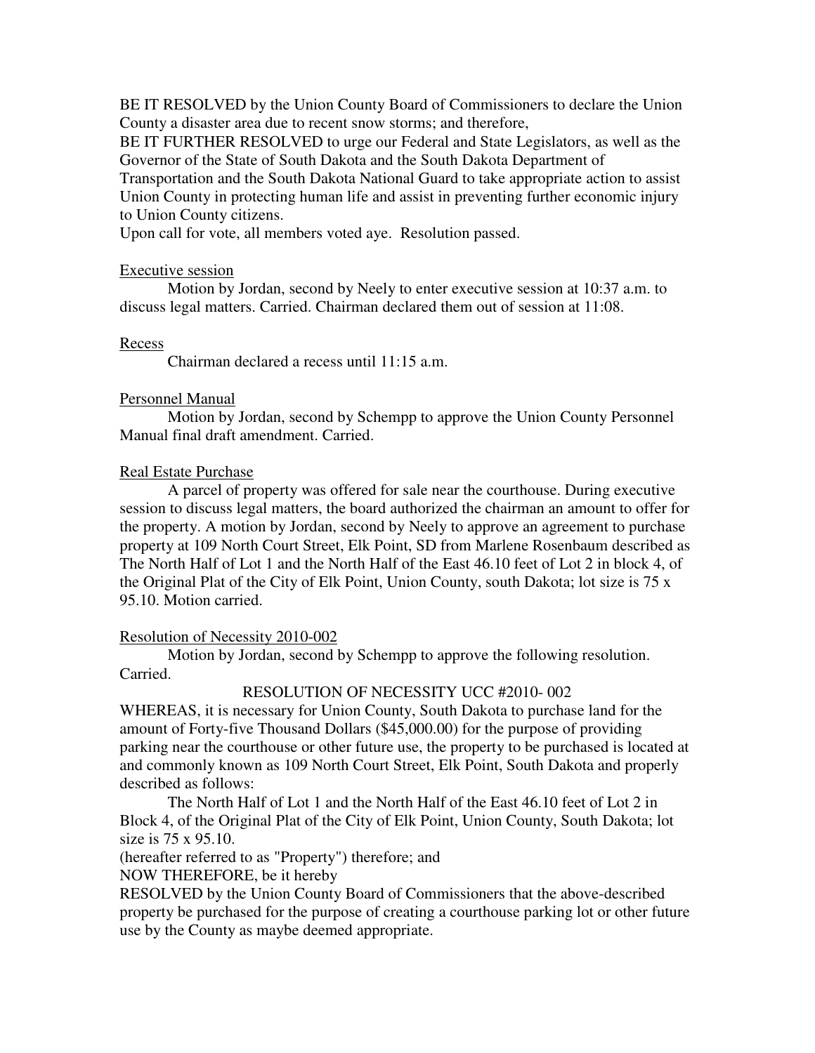BE IT RESOLVED by the Union County Board of Commissioners to declare the Union County a disaster area due to recent snow storms; and therefore,

BE IT FURTHER RESOLVED to urge our Federal and State Legislators, as well as the Governor of the State of South Dakota and the South Dakota Department of Transportation and the South Dakota National Guard to take appropriate action to assist Union County in protecting human life and assist in preventing further economic injury to Union County citizens.

Upon call for vote, all members voted aye. Resolution passed.

Executive session

Motion by Jordan, second by Neely to enter executive session at 10:37 a.m. to discuss legal matters. Carried. Chairman declared them out of session at 11:08.

Recess

Chairman declared a recess until 11:15 a.m.

Personnel Manual

Motion by Jordan, second by Schempp to approve the Union County Personnel Manual final draft amendment. Carried.

Real Estate Purchase

A parcel of property was offered for sale near the courthouse. During executive session to discuss legal matters, the board authorized the chairman an amount to offer for the property. A motion by Jordan, second by Neely to approve an agreement to purchase property at 109 North Court Street, Elk Point, SD from Marlene Rosenbaum described as The North Half of Lot 1 and the North Half of the East 46.10 feet of Lot 2 in block 4, of the Original Plat of the City of Elk Point, Union County, south Dakota; lot size is 75 x 95.10. Motion carried.

Resolution of Necessity 2010-002

Motion by Jordan, second by Schempp to approve the following resolution. Carried.

RESOLUTION OF NECESSITY UCC #2010- 002

WHEREAS, it is necessary for Union County, South Dakota to purchase land for the amount of Forty-five Thousand Dollars ($45,000.00) for the purpose of providing parking near the courthouse or other future use, the property to be purchased is located at and commonly known as 109 North Court Street, Elk Point, South Dakota and properly described as follows:

The North Half of Lot 1 and the North Half of the East 46.10 feet of Lot 2 in Block 4, of the Original Plat of the City of Elk Point, Union County, South Dakota; lot size is 75 x 95.10.

(hereafter referred to as "Property") therefore; and

NOW THEREFORE, be it hereby

RESOLVED by the Union County Board of Commissioners that the above-described property be purchased for the purpose of creating a courthouse parking lot or other future use by the County as maybe deemed appropriate.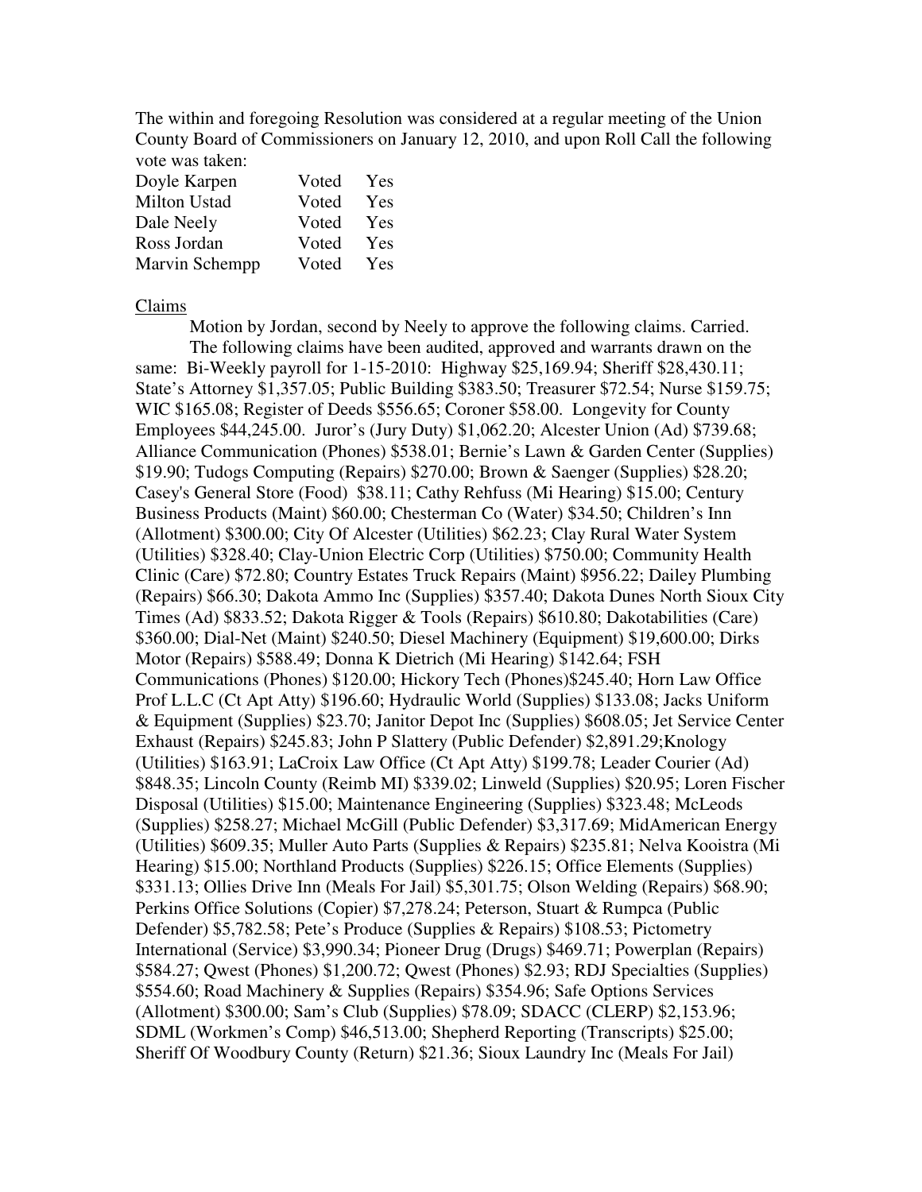The within and foregoing Resolution was considered at a regular meeting of the Union County Board of Commissioners on January 12, 2010, and upon Roll Call the following vote was taken:

| | | |
|---|---|---|
| Doyle Karpen | Voted | Yes |
| Milton Ustad | Voted | Yes |
| Dale Neely | Voted | Yes |
| Ross Jordan | Voted | Yes |
| Marvin Schempp | Voted | Yes |

Claims

Motion by Jordan, second by Neely to approve the following claims. Carried.

The following claims have been audited, approved and warrants drawn on the same: Bi-Weekly payroll for 1-15-2010: Highway $25,169.94; Sheriff $28,430.11; State's Attorney $1,357.05; Public Building $383.50; Treasurer $72.54; Nurse $159.75; WIC $165.08; Register of Deeds $556.65; Coroner $58.00. Longevity for County Employees $44,245.00. Juror's (Jury Duty) $1,062.20; Alcester Union (Ad) $739.68; Alliance Communication (Phones) $538.01; Bernie's Lawn & Garden Center (Supplies) $19.90; Tudogs Computing (Repairs) $270.00; Brown & Saenger (Supplies) $28.20; Casey's General Store (Food) $38.11; Cathy Rehfuss (Mi Hearing) $15.00; Century Business Products (Maint) $60.00; Chesterman Co (Water) $34.50; Children's Inn (Allotment) $300.00; City Of Alcester (Utilities) $62.23; Clay Rural Water System (Utilities) $328.40; Clay-Union Electric Corp (Utilities) $750.00; Community Health Clinic (Care) $72.80; Country Estates Truck Repairs (Maint) $956.22; Dailey Plumbing (Repairs) $66.30; Dakota Ammo Inc (Supplies) $357.40; Dakota Dunes North Sioux City Times (Ad) $833.52; Dakota Rigger & Tools (Repairs) $610.80; Dakotabilities (Care) $360.00; Dial-Net (Maint) $240.50; Diesel Machinery (Equipment) $19,600.00; Dirks Motor (Repairs) $588.49; Donna K Dietrich (Mi Hearing) $142.64; FSH Communications (Phones) $120.00; Hickory Tech (Phones)$245.40; Horn Law Office Prof L.L.C (Ct Apt Atty) $196.60; Hydraulic World (Supplies) $133.08; Jacks Uniform & Equipment (Supplies) $23.70; Janitor Depot Inc (Supplies) $608.05; Jet Service Center Exhaust (Repairs) $245.83; John P Slattery (Public Defender) $2,891.29;Knology (Utilities) $163.91; LaCroix Law Office (Ct Apt Atty) $199.78; Leader Courier (Ad) $848.35; Lincoln County (Reimb MI) $339.02; Linweld (Supplies) $20.95; Loren Fischer Disposal (Utilities) $15.00; Maintenance Engineering (Supplies) $323.48; McLeods (Supplies) $258.27; Michael McGill (Public Defender) $3,317.69; MidAmerican Energy (Utilities) $609.35; Muller Auto Parts (Supplies & Repairs) $235.81; Nelva Kooistra (Mi Hearing) $15.00; Northland Products (Supplies) $226.15; Office Elements (Supplies) $331.13; Ollies Drive Inn (Meals For Jail) $5,301.75; Olson Welding (Repairs) $68.90; Perkins Office Solutions (Copier) $7,278.24; Peterson, Stuart & Rumpca (Public Defender) $5,782.58; Pete's Produce (Supplies & Repairs) $108.53; Pictometry International (Service) $3,990.34; Pioneer Drug (Drugs) $469.71; Powerplan (Repairs) $584.27; Qwest (Phones) $1,200.72; Qwest (Phones) $2.93; RDJ Specialties (Supplies) $554.60; Road Machinery & Supplies (Repairs) $354.96; Safe Options Services (Allotment) $300.00; Sam's Club (Supplies) $78.09; SDACC (CLERP) $2,153.96; SDML (Workmen's Comp) $46,513.00; Shepherd Reporting (Transcripts) $25.00; Sheriff Of Woodbury County (Return) $21.36; Sioux Laundry Inc (Meals For Jail)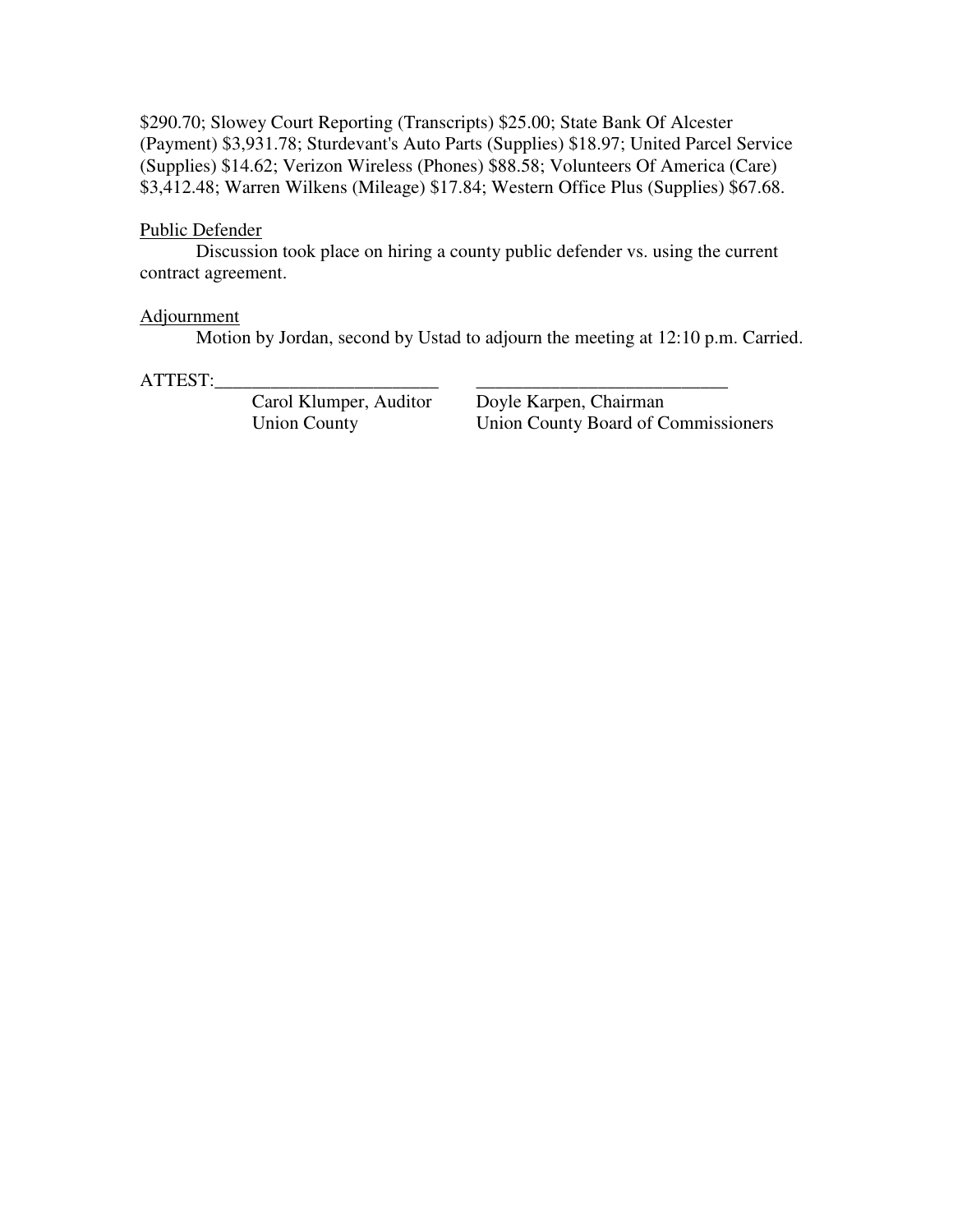$290.70; Slowey Court Reporting (Transcripts) $25.00; State Bank Of Alcester (Payment) $3,931.78; Sturdevant's Auto Parts (Supplies) $18.97; United Parcel Service (Supplies) $14.62; Verizon Wireless (Phones) $88.58; Volunteers Of America (Care) $3,412.48; Warren Wilkens (Mileage) $17.84; Western Office Plus (Supplies) $67.68.

Public Defender

Discussion took place on hiring a county public defender vs. using the current contract agreement.

Adjournment

Motion by Jordan, second by Ustad to adjourn the meeting at 12:10 p.m. Carried.

ATTEST:________________________ ___________________________

Carol Klumper, Auditor
Union County

Doyle Karpen, Chairman
Union County Board of Commissioners